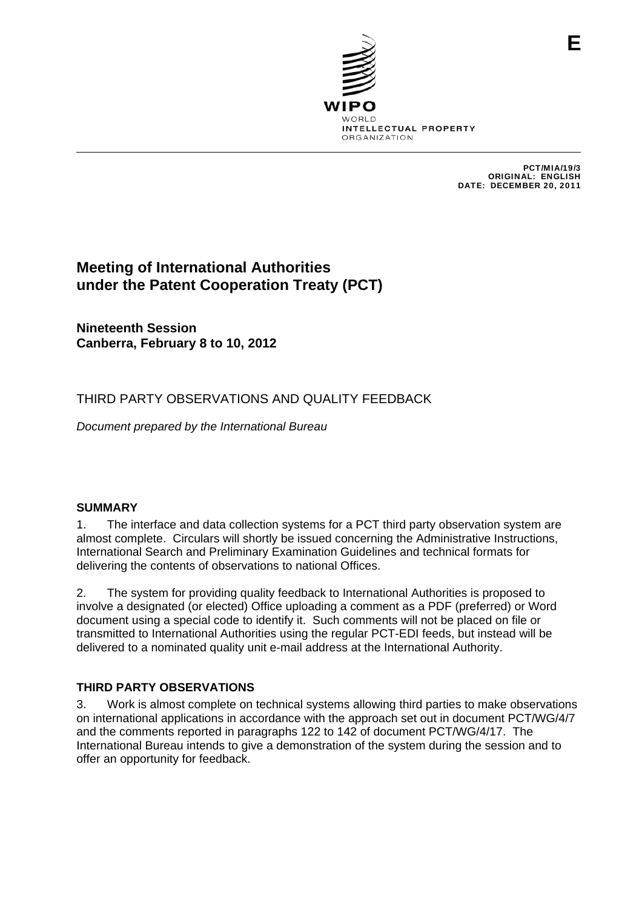E

WIPO
WORLD
INTELLECTUAL PROPERTY
ORGANIZATION

PCT/MIA/19/3
ORIGINAL: ENGLISH
DATE: DECEMBER 20, 2011

# Meeting of International Authorities under the Patent Cooperation Treaty (PCT)

**Nineteenth Session**
**Canberra, February 8 to 10, 2012**

## THIRD PARTY OBSERVATIONS AND QUALITY FEEDBACK

*Document prepared by the International Bureau*

### SUMMARY

1. The interface and data collection systems for a PCT third party observation system are almost complete. Circulars will shortly be issued concerning the Administrative Instructions, International Search and Preliminary Examination Guidelines and technical formats for delivering the contents of observations to national Offices.

2. The system for providing quality feedback to International Authorities is proposed to involve a designated (or elected) Office uploading a comment as a PDF (preferred) or Word document using a special code to identify it. Such comments will not be placed on file or transmitted to International Authorities using the regular PCT-EDI feeds, but instead will be delivered to a nominated quality unit e-mail address at the International Authority.

### THIRD PARTY OBSERVATIONS

3. Work is almost complete on technical systems allowing third parties to make observations on international applications in accordance with the approach set out in document PCT/WG/4/7 and the comments reported in paragraphs 122 to 142 of document PCT/WG/4/17. The International Bureau intends to give a demonstration of the system during the session and to offer an opportunity for feedback.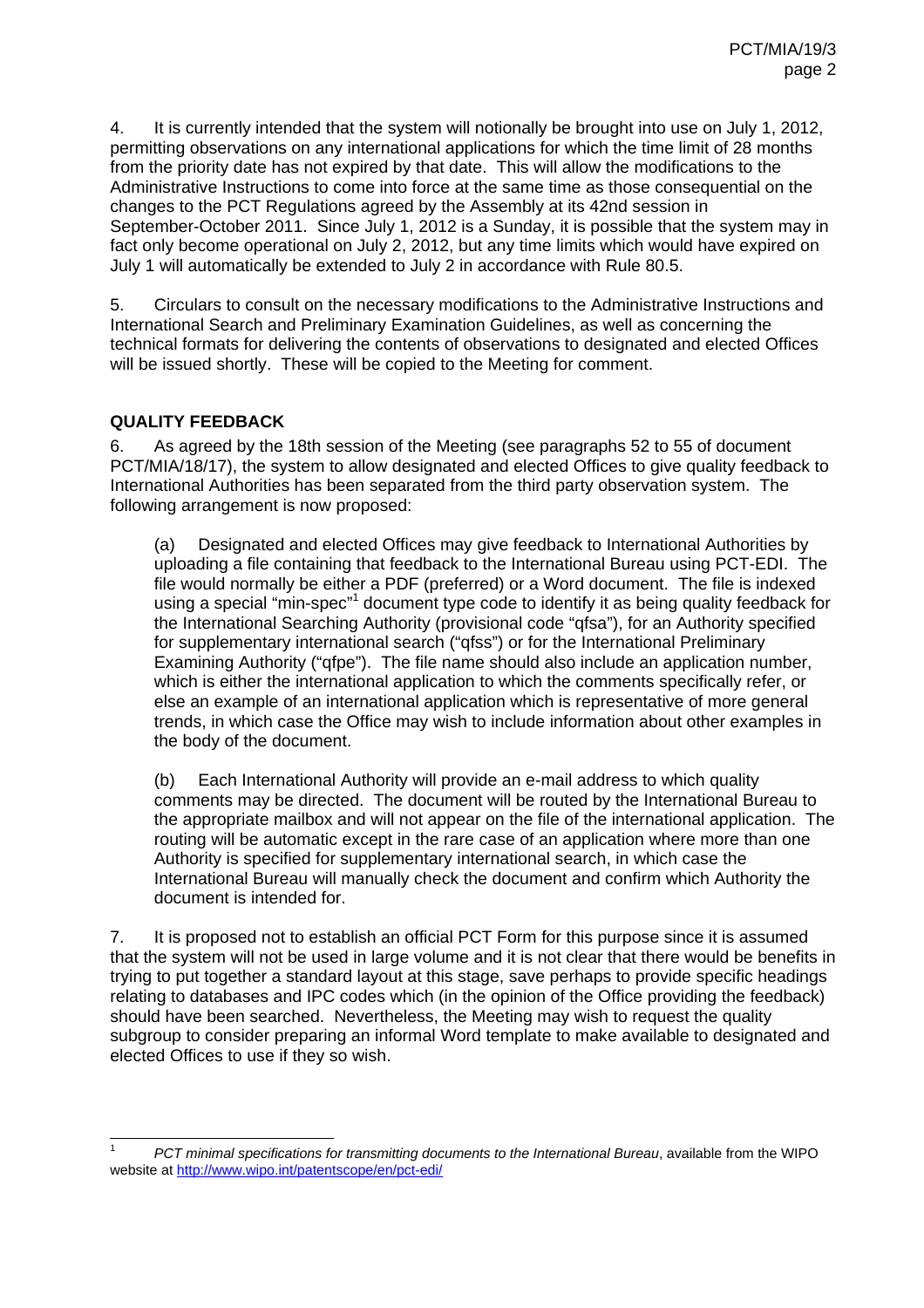4. It is currently intended that the system will notionally be brought into use on July 1, 2012, permitting observations on any international applications for which the time limit of 28 months from the priority date has not expired by that date. This will allow the modifications to the Administrative Instructions to come into force at the same time as those consequential on the changes to the PCT Regulations agreed by the Assembly at its 42nd session in September-October 2011. Since July 1, 2012 is a Sunday, it is possible that the system may in fact only become operational on July 2, 2012, but any time limits which would have expired on July 1 will automatically be extended to July 2 in accordance with Rule 80.5.

5. Circulars to consult on the necessary modifications to the Administrative Instructions and International Search and Preliminary Examination Guidelines, as well as concerning the technical formats for delivering the contents of observations to designated and elected Offices will be issued shortly. These will be copied to the Meeting for comment.

## QUALITY FEEDBACK

6. As agreed by the 18th session of the Meeting (see paragraphs 52 to 55 of document PCT/MIA/18/17), the system to allow designated and elected Offices to give quality feedback to International Authorities has been separated from the third party observation system. The following arrangement is now proposed:

(a) Designated and elected Offices may give feedback to International Authorities by uploading a file containing that feedback to the International Bureau using PCT-EDI. The file would normally be either a PDF (preferred) or a Word document. The file is indexed using a special "min-spec"[1] document type code to identify it as being quality feedback for the International Searching Authority (provisional code "qfsa"), for an Authority specified for supplementary international search ("qfss") or for the International Preliminary Examining Authority ("qfpe"). The file name should also include an application number, which is either the international application to which the comments specifically refer, or else an example of an international application which is representative of more general trends, in which case the Office may wish to include information about other examples in the body of the document.

(b) Each International Authority will provide an e-mail address to which quality comments may be directed. The document will be routed by the International Bureau to the appropriate mailbox and will not appear on the file of the international application. The routing will be automatic except in the rare case of an application where more than one Authority is specified for supplementary international search, in which case the International Bureau will manually check the document and confirm which Authority the document is intended for.

7. It is proposed not to establish an official PCT Form for this purpose since it is assumed that the system will not be used in large volume and it is not clear that there would be benefits in trying to put together a standard layout at this stage, save perhaps to provide specific headings relating to databases and IPC codes which (in the opinion of the Office providing the feedback) should have been searched. Nevertheless, the Meeting may wish to request the quality subgroup to consider preparing an informal Word template to make available to designated and elected Offices to use if they so wish.

---

[1] *PCT minimal specifications for transmitting documents to the International Bureau*, available from the WIPO website at http://www.wipo.int/patentscope/en/pct-edi/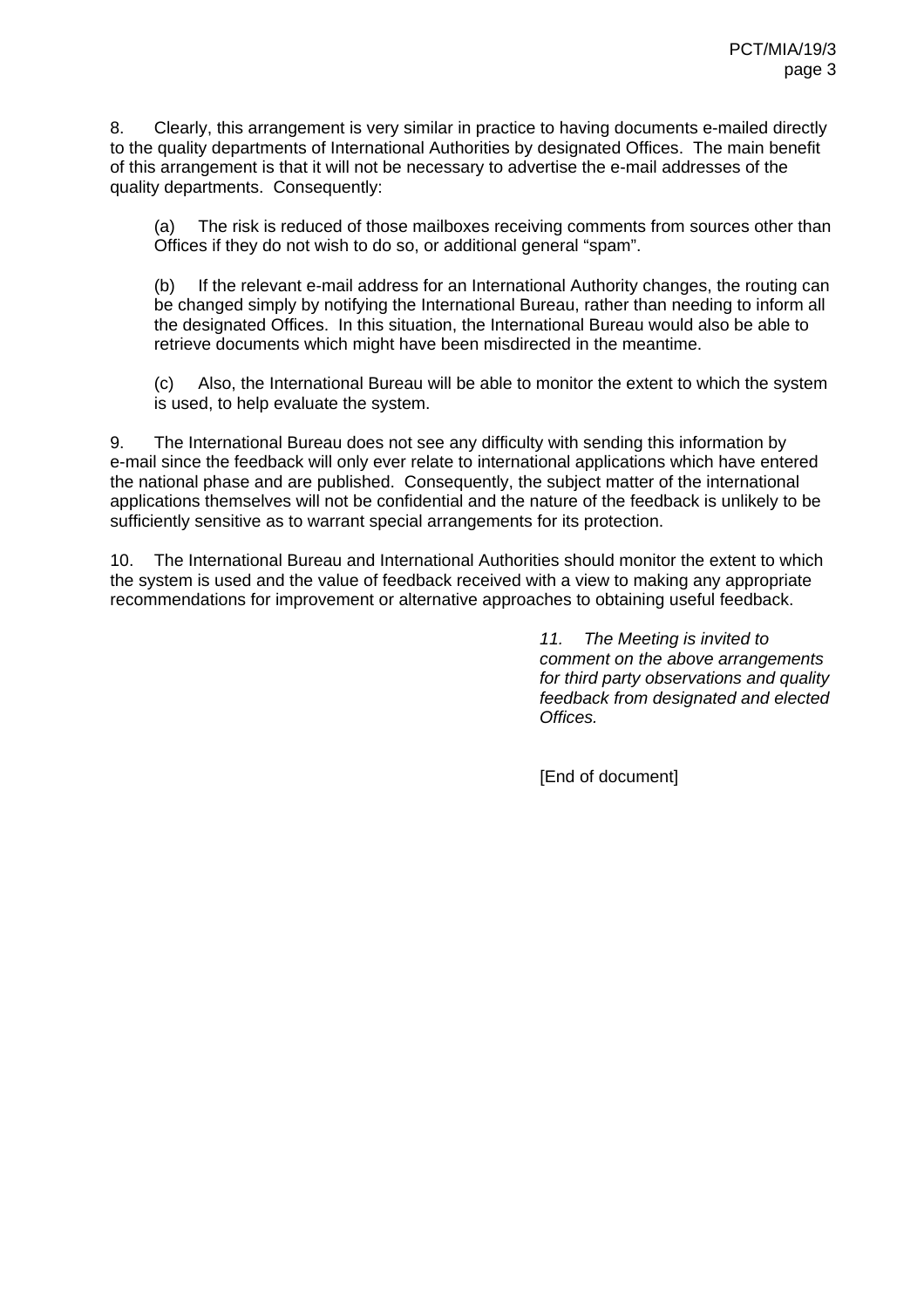8. Clearly, this arrangement is very similar in practice to having documents e-mailed directly to the quality departments of International Authorities by designated Offices. The main benefit of this arrangement is that it will not be necessary to advertise the e-mail addresses of the quality departments. Consequently:

(a) The risk is reduced of those mailboxes receiving comments from sources other than Offices if they do not wish to do so, or additional general "spam".

(b) If the relevant e-mail address for an International Authority changes, the routing can be changed simply by notifying the International Bureau, rather than needing to inform all the designated Offices. In this situation, the International Bureau would also be able to retrieve documents which might have been misdirected in the meantime.

(c) Also, the International Bureau will be able to monitor the extent to which the system is used, to help evaluate the system.

9. The International Bureau does not see any difficulty with sending this information by e-mail since the feedback will only ever relate to international applications which have entered the national phase and are published. Consequently, the subject matter of the international applications themselves will not be confidential and the nature of the feedback is unlikely to be sufficiently sensitive as to warrant special arrangements for its protection.

10. The International Bureau and International Authorities should monitor the extent to which the system is used and the value of feedback received with a view to making any appropriate recommendations for improvement or alternative approaches to obtaining useful feedback.

*11. The Meeting is invited to comment on the above arrangements for third party observations and quality feedback from designated and elected Offices.*

[End of document]